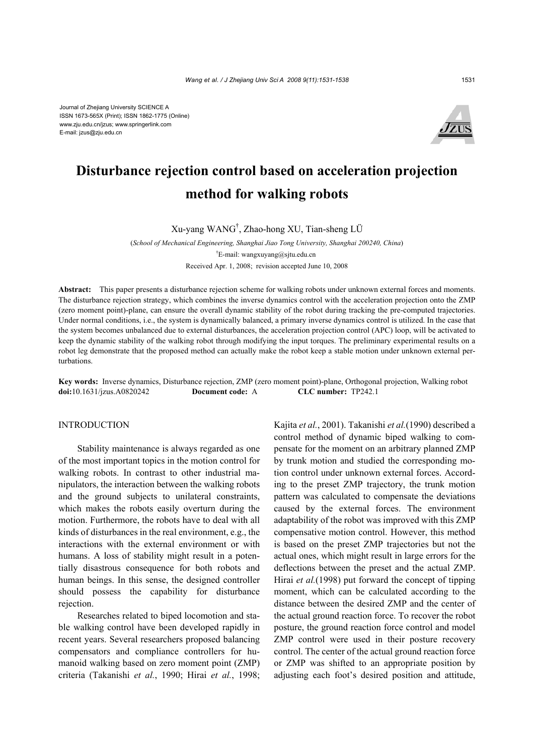Journal of Zhejiang University SCIENCE A
ISSN 1673-565X (Print); ISSN 1862-1775 (Online)
www.zju.edu.cn/jzus; www.springerlink.com
E-mail: jzus@zju.edu.cn

# Disturbance rejection control based on acceleration projection method for walking robots

Xu-yang WANG[†], Zhao-hong XU, Tian-sheng LÜ

(*School of Mechanical Engineering, Shanghai Jiao Tong University, Shanghai 200240, China*)

[†]E-mail: wangxuyang@sjtu.edu.cn

Received Apr. 1, 2008; revision accepted June 10, 2008

**Abstract:** This paper presents a disturbance rejection scheme for walking robots under unknown external forces and moments. The disturbance rejection strategy, which combines the inverse dynamics control with the acceleration projection onto the ZMP (zero moment point)-plane, can ensure the overall dynamic stability of the robot during tracking the pre-computed trajectories. Under normal conditions, i.e., the system is dynamically balanced, a primary inverse dynamics control is utilized. In the case that the system becomes unbalanced due to external disturbances, the acceleration projection control (APC) loop, will be activated to keep the dynamic stability of the walking robot through modifying the input torques. The preliminary experimental results on a robot leg demonstrate that the proposed method can actually make the robot keep a stable motion under unknown external perturbations.

**Key words:** Inverse dynamics, Disturbance rejection, ZMP (zero moment point)-plane, Orthogonal projection, Walking robot
**doi:**10.1631/jzus.A0820242 **Document code:** A **CLC number:** TP242.1

## INTRODUCTION

Stability maintenance is always regarded as one of the most important topics in the motion control for walking robots. In contrast to other industrial manipulators, the interaction between the walking robots and the ground subjects to unilateral constraints, which makes the robots easily overturn during the motion. Furthermore, the robots have to deal with all kinds of disturbances in the real environment, e.g., the interactions with the external environment or with humans. A loss of stability might result in a potentially disastrous consequence for both robots and human beings. In this sense, the designed controller should possess the capability for disturbance rejection.

Researches related to biped locomotion and stable walking control have been developed rapidly in recent years. Several researchers proposed balancing compensators and compliance controllers for humanoid walking based on zero moment point (ZMP) criteria (Takanishi *et al.*, 1990; Hirai *et al.*, 1998; Kajita *et al.*, 2001). Takanishi *et al.*(1990) described a control method of dynamic biped walking to compensate for the moment on an arbitrary planned ZMP by trunk motion and studied the corresponding motion control under unknown external forces. According to the preset ZMP trajectory, the trunk motion pattern was calculated to compensate the deviations caused by the external forces. The environment adaptability of the robot was improved with this ZMP compensative motion control. However, this method is based on the preset ZMP trajectories but not the actual ones, which might result in large errors for the deflections between the preset and the actual ZMP. Hirai *et al.*(1998) put forward the concept of tipping moment, which can be calculated according to the distance between the desired ZMP and the center of the actual ground reaction force. To recover the robot posture, the ground reaction force control and model ZMP control were used in their posture recovery control. The center of the actual ground reaction force or ZMP was shifted to an appropriate position by adjusting each foot's desired position and attitude,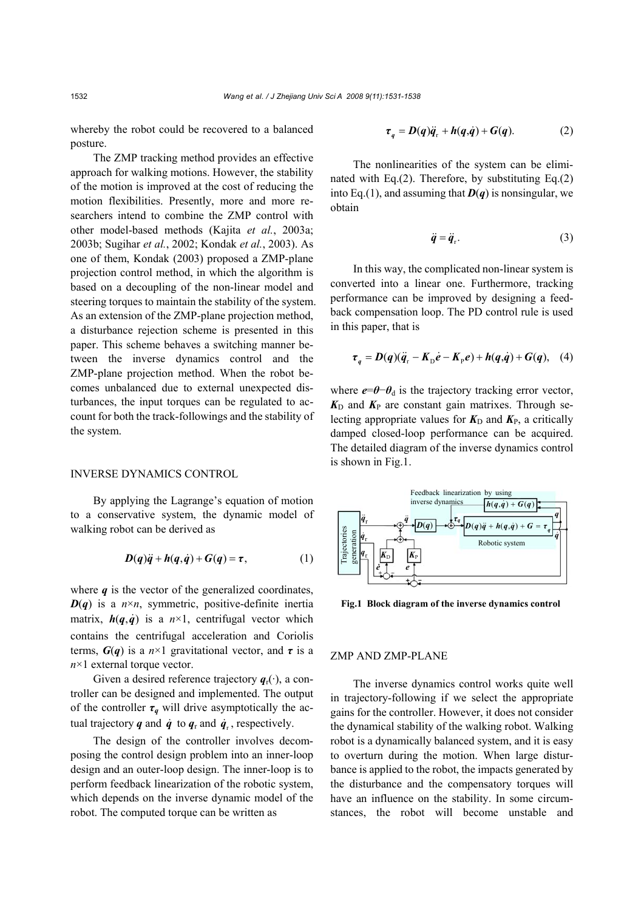whereby the robot could be recovered to a balanced posture.

The ZMP tracking method provides an effective approach for walking motions. However, the stability of the motion is improved at the cost of reducing the motion flexibilities. Presently, more and more researchers intend to combine the ZMP control with other model-based methods (Kajita *et al.*, 2003a; 2003b; Sugihar *et al.*, 2002; Kondak *et al.*, 2003). As one of them, Kondak (2003) proposed a ZMP-plane projection control method, in which the algorithm is based on a decoupling of the non-linear model and steering torques to maintain the stability of the system. As an extension of the ZMP-plane projection method, a disturbance rejection scheme is presented in this paper. This scheme behaves a switching manner between the inverse dynamics control and the ZMP-plane projection method. When the robot becomes unbalanced due to external unexpected disturbances, the input torques can be regulated to account for both the track-followings and the stability of the system.

## INVERSE DYNAMICS CONTROL

By applying the Lagrange's equation of motion to a conservative system, the dynamic model of walking robot can be derived as

$$\boldsymbol{D}(\boldsymbol{q})\ddot{\boldsymbol{q}} + \boldsymbol{h}(\boldsymbol{q},\dot{\boldsymbol{q}}) + \boldsymbol{G}(\boldsymbol{q}) = \boldsymbol{\tau}, \tag{1}$$

where $\boldsymbol{q}$ is the vector of the generalized coordinates, $\boldsymbol{D}(\boldsymbol{q})$ is a $n\times n$, symmetric, positive-definite inertia matrix, $\boldsymbol{h}(\boldsymbol{q},\dot{\boldsymbol{q}})$ is a $n\times 1$, centrifugal vector which contains the centrifugal acceleration and Coriolis terms, $\boldsymbol{G}(\boldsymbol{q})$ is a $n\times 1$ gravitational vector, and $\boldsymbol{\tau}$ is a $n\times 1$ external torque vector.

Given a desired reference trajectory $\boldsymbol{q}_{\mathrm{r}}(\cdot)$, a controller can be designed and implemented. The output of the controller $\boldsymbol{\tau}_{\boldsymbol{q}}$ will drive asymptotically the actual trajectory $\boldsymbol{q}$ and $\dot{\boldsymbol{q}}$ to $\boldsymbol{q}_{\mathrm{r}}$ and $\dot{\boldsymbol{q}}_{\mathrm{r}}$, respectively.

The design of the controller involves decomposing the control design problem into an inner-loop design and an outer-loop design. The inner-loop is to perform feedback linearization of the robotic system, which depends on the inverse dynamic model of the robot. The computed torque can be written as

$$\boldsymbol{\tau}_{\boldsymbol{q}} = \boldsymbol{D}(\boldsymbol{q})\ddot{\boldsymbol{q}}_{\mathrm{r}} + \boldsymbol{h}(\boldsymbol{q},\dot{\boldsymbol{q}}) + \boldsymbol{G}(\boldsymbol{q}). \tag{2}$$

The nonlinearities of the system can be eliminated with Eq.(2). Therefore, by substituting Eq.(2) into Eq.(1), and assuming that $\boldsymbol{D}(\boldsymbol{q})$ is nonsingular, we obtain

$$\ddot{\boldsymbol{q}} = \ddot{\boldsymbol{q}}_{\mathrm{r}}. \tag{3}$$

In this way, the complicated non-linear system is converted into a linear one. Furthermore, tracking performance can be improved by designing a feedback compensation loop. The PD control rule is used in this paper, that is

$$\boldsymbol{\tau}_{\boldsymbol{q}} = \boldsymbol{D}(\boldsymbol{q})(\ddot{\boldsymbol{q}}_{\mathrm{r}} - \boldsymbol{K}_{\mathrm{D}}\dot{\boldsymbol{e}} - \boldsymbol{K}_{\mathrm{P}}\boldsymbol{e}) + \boldsymbol{h}(\boldsymbol{q},\dot{\boldsymbol{q}}) + \boldsymbol{G}(\boldsymbol{q}), \tag{4}$$

where $\boldsymbol{e}=\boldsymbol{\theta}-\boldsymbol{\theta}_{\mathrm{d}}$ is the trajectory tracking error vector, $\boldsymbol{K}_{\mathrm{D}}$ and $\boldsymbol{K}_{\mathrm{P}}$ are constant gain matrixes. Through selecting appropriate values for $\boldsymbol{K}_{\mathrm{D}}$ and $\boldsymbol{K}_{\mathrm{P}}$, a critically damped closed-loop performance can be acquired. The detailed diagram of the inverse dynamics control is shown in Fig.1.

**Fig.1 Block diagram of the inverse dynamics control**

## ZMP AND ZMP-PLANE

The inverse dynamics control works quite well in trajectory-following if we select the appropriate gains for the controller. However, it does not consider the dynamical stability of the walking robot. Walking robot is a dynamically balanced system, and it is easy to overturn during the motion. When large disturbance is applied to the robot, the impacts generated by the disturbance and the compensatory torques will have an influence on the stability. In some circumstances, the robot will become unstable and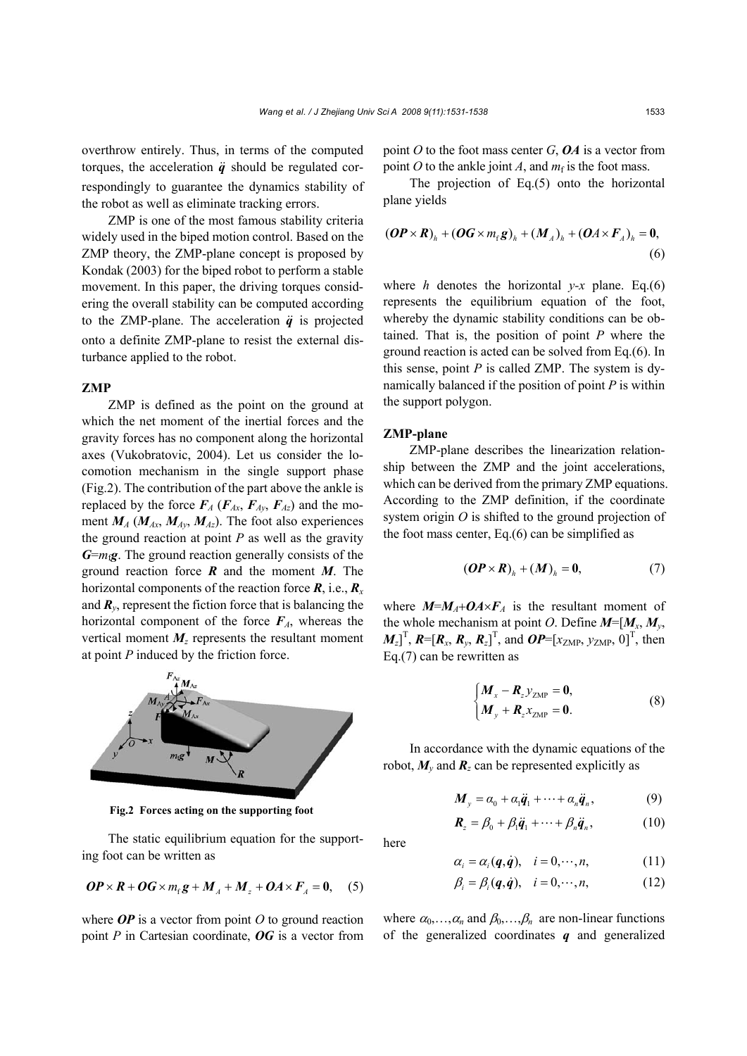overthrow entirely. Thus, in terms of the computed torques, the acceleration $\ddot{\boldsymbol{q}}$ should be regulated correspondingly to guarantee the dynamics stability of the robot as well as eliminate tracking errors.

ZMP is one of the most famous stability criteria widely used in the biped motion control. Based on the ZMP theory, the ZMP-plane concept is proposed by Kondak (2003) for the biped robot to perform a stable movement. In this paper, the driving torques considering the overall stability can be computed according to the ZMP-plane. The acceleration $\ddot{\boldsymbol{q}}$ is projected onto a definite ZMP-plane to resist the external disturbance applied to the robot.

### ZMP

ZMP is defined as the point on the ground at which the net moment of the inertial forces and the gravity forces has no component along the horizontal axes (Vukobratovic, 2004). Let us consider the locomotion mechanism in the single support phase (Fig.2). The contribution of the part above the ankle is replaced by the force $\boldsymbol{F}_A$ ($\boldsymbol{F}_{Ax}$, $\boldsymbol{F}_{Ay}$, $\boldsymbol{F}_{Az}$) and the moment $\boldsymbol{M}_A$ ($\boldsymbol{M}_{Ax}$, $\boldsymbol{M}_{Ay}$, $\boldsymbol{M}_{Az}$). The foot also experiences the ground reaction at point $P$ as well as the gravity $\boldsymbol{G}$=$m_f\boldsymbol{g}$. The ground reaction generally consists of the ground reaction force $\boldsymbol{R}$ and the moment $\boldsymbol{M}$. The horizontal components of the reaction force $\boldsymbol{R}$, i.e., $\boldsymbol{R}_x$ and $\boldsymbol{R}_y$, represent the fiction force that is balancing the horizontal component of the force $\boldsymbol{F}_A$, whereas the vertical moment $\boldsymbol{M}_z$ represents the resultant moment at point $P$ induced by the friction force.

**Fig.2 Forces acting on the supporting foot**

The static equilibrium equation for the supporting foot can be written as

$$\boldsymbol{OP}\times\boldsymbol{R}+\boldsymbol{OG}\times m_f\boldsymbol{g}+\boldsymbol{M}_A+\boldsymbol{M}_z+\boldsymbol{OA}\times\boldsymbol{F}_A=\boldsymbol{0}, \quad (5)$$

where $\boldsymbol{OP}$ is a vector from point $O$ to ground reaction point $P$ in Cartesian coordinate, $\boldsymbol{OG}$ is a vector from point $O$ to the foot mass center $G$, $\boldsymbol{OA}$ is a vector from point $O$ to the ankle joint $A$, and $m_f$ is the foot mass.

The projection of Eq.(5) onto the horizontal plane yields

$$(\boldsymbol{OP}\times\boldsymbol{R})_h+(\boldsymbol{OG}\times m_f\boldsymbol{g})_h+(\boldsymbol{M}_A)_h+(\boldsymbol{OA}\times\boldsymbol{F}_A)_h=\boldsymbol{0}, \quad (6)$$

where $h$ denotes the horizontal $y$-$x$ plane. Eq.(6) represents the equilibrium equation of the foot, whereby the dynamic stability conditions can be obtained. That is, the position of point $P$ where the ground reaction is acted can be solved from Eq.(6). In this sense, point $P$ is called ZMP. The system is dynamically balanced if the position of point $P$ is within the support polygon.

### ZMP-plane

ZMP-plane describes the linearization relationship between the ZMP and the joint accelerations, which can be derived from the primary ZMP equations. According to the ZMP definition, if the coordinate system origin $O$ is shifted to the ground projection of the foot mass center, Eq.(6) can be simplified as

$$(\boldsymbol{OP}\times\boldsymbol{R})_h+(\boldsymbol{M})_h=\boldsymbol{0}, \quad (7)$$

where $\boldsymbol{M}$=$\boldsymbol{M}_A$+$\boldsymbol{OA}$×$\boldsymbol{F}_A$ is the resultant moment of the whole mechanism at point $O$. Define $\boldsymbol{M}$=[$\boldsymbol{M}_x$, $\boldsymbol{M}_y$, $\boldsymbol{M}_z$]$^{\mathrm{T}}$, $\boldsymbol{R}$=[$\boldsymbol{R}_x$, $\boldsymbol{R}_y$, $\boldsymbol{R}_z$]$^{\mathrm{T}}$, and $\boldsymbol{OP}$=[$x_{\mathrm{ZMP}}$, $y_{\mathrm{ZMP}}$, 0]$^{\mathrm{T}}$, then Eq.(7) can be rewritten as

$$\begin{cases}\boldsymbol{M}_x-\boldsymbol{R}_z y_{\mathrm{ZMP}}=\boldsymbol{0},\\ \boldsymbol{M}_y+\boldsymbol{R}_z x_{\mathrm{ZMP}}=\boldsymbol{0}.\end{cases} \quad (8)$$

In accordance with the dynamic equations of the robot, $\boldsymbol{M}_y$ and $\boldsymbol{R}_z$ can be represented explicitly as

$$\boldsymbol{M}_y=\alpha_0+\alpha_1\ddot{\boldsymbol{q}}_1+\cdots+\alpha_n\ddot{\boldsymbol{q}}_n, \quad (9)$$

$$\boldsymbol{R}_z=\beta_0+\beta_1\ddot{\boldsymbol{q}}_1+\cdots+\beta_n\ddot{\boldsymbol{q}}_n, \quad (10)$$

here

$$\alpha_i=\alpha_i(\boldsymbol{q},\dot{\boldsymbol{q}}),\quad i=0,\cdots,n, \quad (11)$$

$$\beta_i=\beta_i(\boldsymbol{q},\dot{\boldsymbol{q}}),\quad i=0,\cdots,n, \quad (12)$$

where $\alpha_0,\ldots,\alpha_n$ and $\beta_0,\ldots,\beta_n$ are non-linear functions of the generalized coordinates $\boldsymbol{q}$ and generalized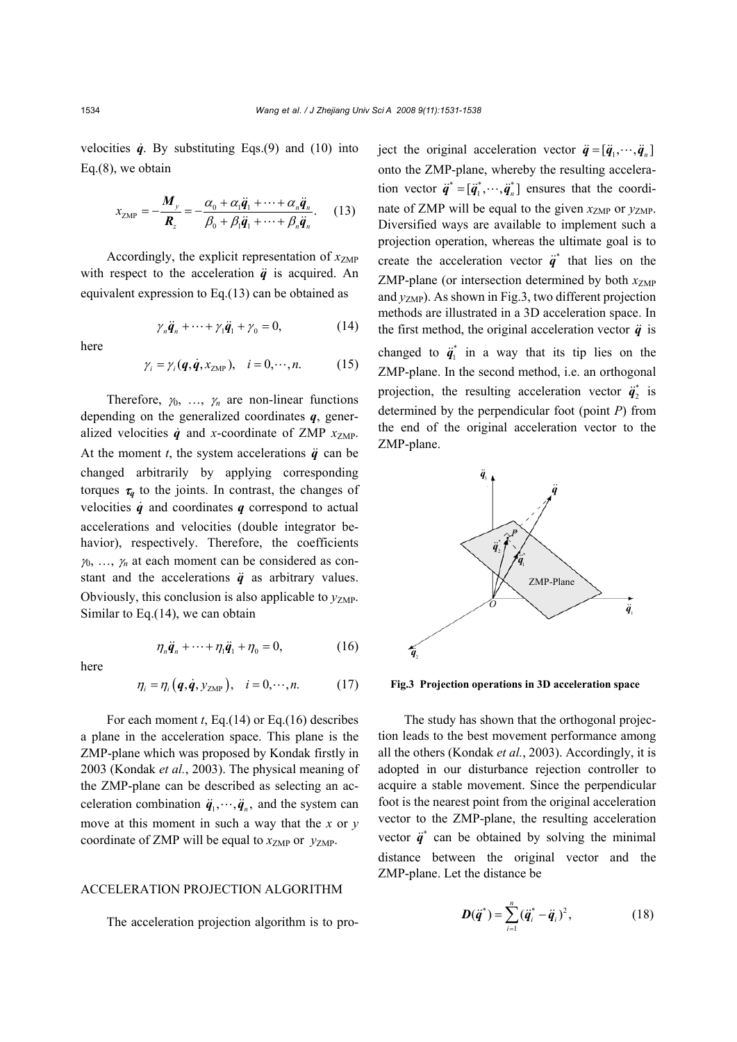velocities $\dot{\boldsymbol{q}}$. By substituting Eqs.(9) and (10) into Eq.(8), we obtain

$$x_{\mathrm{ZMP}} = -\frac{\boldsymbol{M}_y}{\boldsymbol{R}_z} = -\frac{\alpha_0 + \alpha_1 \ddot{\boldsymbol{q}}_1 + \cdots + \alpha_n \ddot{\boldsymbol{q}}_n}{\beta_0 + \beta_1 \ddot{\boldsymbol{q}}_1 + \cdots + \beta_n \ddot{\boldsymbol{q}}_n}. \quad (13)$$

Accordingly, the explicit representation of $x_{\mathrm{ZMP}}$ with respect to the acceleration $\ddot{\boldsymbol{q}}$ is acquired. An equivalent expression to Eq.(13) can be obtained as

$$\gamma_n \ddot{\boldsymbol{q}}_n + \cdots + \gamma_1 \ddot{\boldsymbol{q}}_1 + \gamma_0 = 0, \quad (14)$$

here

$$\gamma_i = \gamma_i(\boldsymbol{q}, \dot{\boldsymbol{q}}, x_{\mathrm{ZMP}}), \quad i = 0, \cdots, n. \quad (15)$$

Therefore, $\gamma_0$, …, $\gamma_n$ are non-linear functions depending on the generalized coordinates $\boldsymbol{q}$, generalized velocities $\dot{\boldsymbol{q}}$ and $x$-coordinate of ZMP $x_{\mathrm{ZMP}}$. At the moment $t$, the system accelerations $\ddot{\boldsymbol{q}}$ can be changed arbitrarily by applying corresponding torques $\boldsymbol{\tau_q}$ to the joints. In contrast, the changes of velocities $\dot{\boldsymbol{q}}$ and coordinates $\boldsymbol{q}$ correspond to actual accelerations and velocities (double integrator behavior), respectively. Therefore, the coefficients $\gamma_0$, …, $\gamma_n$ at each moment can be considered as constant and the accelerations $\ddot{\boldsymbol{q}}$ as arbitrary values. Obviously, this conclusion is also applicable to $y_{\mathrm{ZMP}}$. Similar to Eq.(14), we can obtain

$$\eta_n \ddot{\boldsymbol{q}}_n + \cdots + \eta_1 \ddot{\boldsymbol{q}}_1 + \eta_0 = 0, \quad (16)$$

here

$$\eta_i = \eta_i(\boldsymbol{q}, \dot{\boldsymbol{q}}, y_{\mathrm{ZMP}}), \quad i = 0, \cdots, n. \quad (17)$$

For each moment $t$, Eq.(14) or Eq.(16) describes a plane in the acceleration space. This plane is the ZMP-plane which was proposed by Kondak firstly in 2003 (Kondak *et al.*, 2003). The physical meaning of the ZMP-plane can be described as selecting an acceleration combination $\ddot{\boldsymbol{q}}_1, \cdots, \ddot{\boldsymbol{q}}_n$, and the system can move at this moment in such a way that the $x$ or $y$ coordinate of ZMP will be equal to $x_{\mathrm{ZMP}}$ or $y_{\mathrm{ZMP}}$.

## ACCELERATION PROJECTION ALGORITHM

The acceleration projection algorithm is to project the original acceleration vector $\ddot{\boldsymbol{q}} = [\ddot{\boldsymbol{q}}_1, \cdots, \ddot{\boldsymbol{q}}_n]$ onto the ZMP-plane, whereby the resulting acceleration vector $\ddot{\boldsymbol{q}}^* = [\ddot{\boldsymbol{q}}_1^*, \cdots, \ddot{\boldsymbol{q}}_n^*]$ ensures that the coordinate of ZMP will be equal to the given $x_{\mathrm{ZMP}}$ or $y_{\mathrm{ZMP}}$. Diversified ways are available to implement such a projection operation, whereas the ultimate goal is to create the acceleration vector $\ddot{\boldsymbol{q}}^*$ that lies on the ZMP-plane (or intersection determined by both $x_{\mathrm{ZMP}}$ and $y_{\mathrm{ZMP}}$). As shown in Fig.3, two different projection methods are illustrated in a 3D acceleration space. In the first method, the original acceleration vector $\ddot{\boldsymbol{q}}$ is changed to $\ddot{\boldsymbol{q}}_1^*$ in a way that its tip lies on the ZMP-plane. In the second method, i.e. an orthogonal projection, the resulting acceleration vector $\ddot{\boldsymbol{q}}_2^*$ is determined by the perpendicular foot (point $P$) from the end of the original acceleration vector to the ZMP-plane.

**Fig.3 Projection operations in 3D acceleration space**

The study has shown that the orthogonal projection leads to the best movement performance among all the others (Kondak *et al.*, 2003). Accordingly, it is adopted in our disturbance rejection controller to acquire a stable movement. Since the perpendicular foot is the nearest point from the original acceleration vector to the ZMP-plane, the resulting acceleration vector $\ddot{\boldsymbol{q}}^*$ can be obtained by solving the minimal distance between the original vector and the ZMP-plane. Let the distance be

$$\boldsymbol{D}(\ddot{\boldsymbol{q}}^*) = \sum_{i=1}^{n} (\ddot{\boldsymbol{q}}_i^* - \ddot{\boldsymbol{q}}_i)^2, \quad (18)$$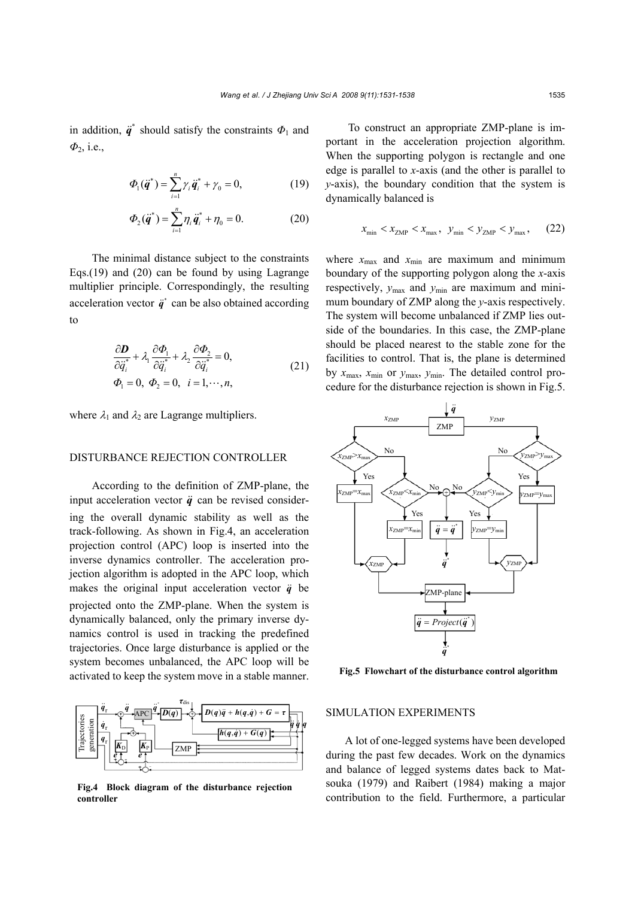in addition, $\ddot{\boldsymbol{q}}^*$ should satisfy the constraints $\Phi_1$ and $\Phi_2$, i.e.,

$$\Phi_1(\ddot{\boldsymbol{q}}^*) = \sum_{i=1}^{n} \gamma_i \ddot{\boldsymbol{q}}_i^* + \gamma_0 = 0, \tag{19}$$

$$\Phi_2(\ddot{\boldsymbol{q}}^*) = \sum_{i=1}^{n} \eta_i \ddot{\boldsymbol{q}}_i^* + \eta_0 = 0. \tag{20}$$

The minimal distance subject to the constraints Eqs.(19) and (20) can be found by using Lagrange multiplier principle. Correspondingly, the resulting acceleration vector $\ddot{\boldsymbol{q}}^*$ can be also obtained according to

$$\begin{aligned} &\frac{\partial \boldsymbol{D}}{\partial \ddot{q}_i^*} + \lambda_1 \frac{\partial \Phi_1}{\partial \ddot{q}_i^*} + \lambda_2 \frac{\partial \Phi_2}{\partial \ddot{q}_i^*} = 0, \\ &\Phi_1 = 0,\ \Phi_2 = 0,\ \ i = 1, \cdots, n, \end{aligned} \tag{21}$$

where $\lambda_1$ and $\lambda_2$ are Lagrange multipliers.

## DISTURBANCE REJECTION CONTROLLER

According to the definition of ZMP-plane, the input acceleration vector $\ddot{\boldsymbol{q}}$ can be revised considering the overall dynamic stability as well as the track-following. As shown in Fig.4, an acceleration projection control (APC) loop is inserted into the inverse dynamics controller. The acceleration projection algorithm is adopted in the APC loop, which makes the original input acceleration vector $\ddot{\boldsymbol{q}}$ be projected onto the ZMP-plane. When the system is dynamically balanced, only the primary inverse dynamics control is used in tracking the predefined trajectories. Once large disturbance is applied or the system becomes unbalanced, the APC loop will be activated to keep the system move in a stable manner.

**Fig.4 Block diagram of the disturbance rejection controller**

To construct an appropriate ZMP-plane is important in the acceleration projection algorithm. When the supporting polygon is rectangle and one edge is parallel to $x$-axis (and the other is parallel to $y$-axis), the boundary condition that the system is dynamically balanced is

$$x_{\min} < x_{\text{ZMP}} < x_{\max},\ \ y_{\min} < y_{\text{ZMP}} < y_{\max}, \tag{22}$$

where $x_{\max}$ and $x_{\min}$ are maximum and minimum boundary of the supporting polygon along the $x$-axis respectively, $y_{\max}$ and $y_{\min}$ are maximum and minimum boundary of ZMP along the $y$-axis respectively. The system will become unbalanced if ZMP lies outside of the boundaries. In this case, the ZMP-plane should be placed nearest to the stable zone for the facilities to control. That is, the plane is determined by $x_{\max}$, $x_{\min}$ or $y_{\max}$, $y_{\min}$. The detailed control procedure for the disturbance rejection is shown in Fig.5.

**Fig.5 Flowchart of the disturbance control algorithm**

## SIMULATION EXPERIMENTS

A lot of one-legged systems have been developed during the past few decades. Work on the dynamics and balance of legged systems dates back to Matsouka (1979) and Raibert (1984) making a major contribution to the field. Furthermore, a particular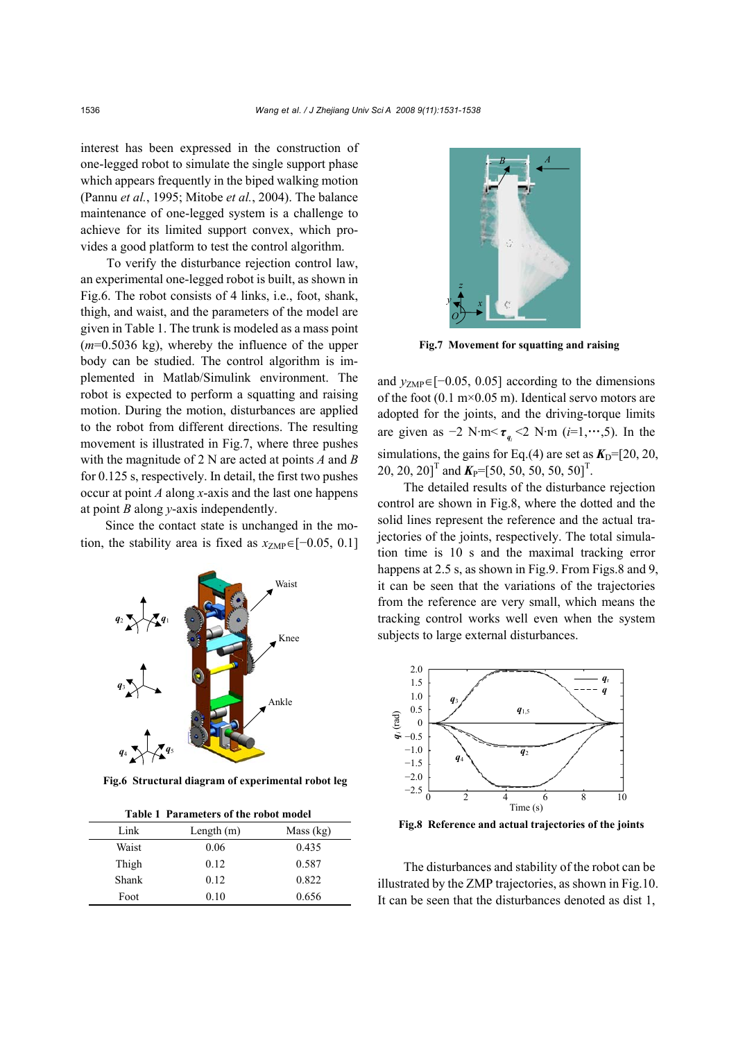interest has been expressed in the construction of one-legged robot to simulate the single support phase which appears frequently in the biped walking motion (Pannu *et al.*, 1995; Mitobe *et al.*, 2004). The balance maintenance of one-legged system is a challenge to achieve for its limited support convex, which provides a good platform to test the control algorithm.

To verify the disturbance rejection control law, an experimental one-legged robot is built, as shown in Fig.6. The robot consists of 4 links, i.e., foot, shank, thigh, and waist, and the parameters of the model are given in Table 1. The trunk is modeled as a mass point ($m$=0.5036 kg), whereby the influence of the upper body can be studied. The control algorithm is implemented in Matlab/Simulink environment. The robot is expected to perform a squatting and raising motion. During the motion, disturbances are applied to the robot from different directions. The resulting movement is illustrated in Fig.7, where three pushes with the magnitude of 2 N are acted at points $A$ and $B$ for 0.125 s, respectively. In detail, the first two pushes occur at point $A$ along $x$-axis and the last one happens at point $B$ along $y$-axis independently.

Since the contact state is unchanged in the motion, the stability area is fixed as $x_{\mathrm{ZMP}}\in[-0.05, 0.1]$ and $y_{\mathrm{ZMP}}\in[-0.05, 0.05]$ according to the dimensions of the foot (0.1 m×0.05 m). Identical servo motors are adopted for the joints, and the driving-torque limits are given as $-2$ N·m$<\boldsymbol{\tau}_{q_i}<2$ N·m ($i$=1,⋯,5). In the simulations, the gains for Eq.(4) are set as $\boldsymbol{K}_{\mathrm{D}}=[20, 20, 20, 20, 20]^{\mathrm{T}}$ and $\boldsymbol{K}_{\mathrm{P}}=[50, 50, 50, 50, 50]^{\mathrm{T}}$.

Fig.6 Structural diagram of experimental robot leg

Table 1 Parameters of the robot model

| Link | Length (m) | Mass (kg) |
|---|---|---|
| Waist | 0.06 | 0.435 |
| Thigh | 0.12 | 0.587 |
| Shank | 0.12 | 0.822 |
| Foot | 0.10 | 0.656 |

Fig.7 Movement for squatting and raising

The detailed results of the disturbance rejection control are shown in Fig.8, where the dotted and the solid lines represent the reference and the actual trajectories of the joints, respectively. The total simulation time is 10 s and the maximal tracking error happens at 2.5 s, as shown in Fig.9. From Figs.8 and 9, it can be seen that the variations of the trajectories from the reference are very small, which means the tracking control works well even when the system subjects to large external disturbances.

Fig.8 Reference and actual trajectories of the joints

The disturbances and stability of the robot can be illustrated by the ZMP trajectories, as shown in Fig.10. It can be seen that the disturbances denoted as dist 1,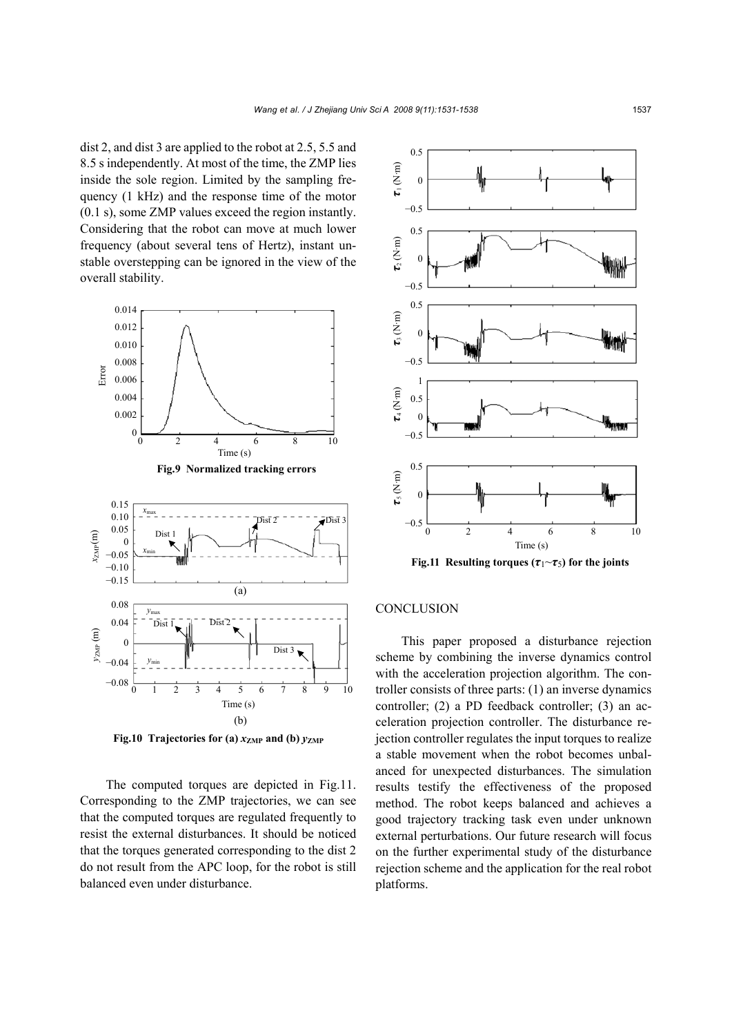dist 2, and dist 3 are applied to the robot at 2.5, 5.5 and 8.5 s independently. At most of the time, the ZMP lies inside the sole region. Limited by the sampling frequency (1 kHz) and the response time of the motor (0.1 s), some ZMP values exceed the region instantly. Considering that the robot can move at much lower frequency (about several tens of Hertz), instant unstable overstepping can be ignored in the view of the overall stability.

**Fig.9 Normalized tracking errors**

**Fig.10 Trajectories for (a) $x_{ZMP}$ and (b) $y_{ZMP}$**

The computed torques are depicted in Fig.11. Corresponding to the ZMP trajectories, we can see that the computed torques are regulated frequently to resist the external disturbances. It should be noticed that the torques generated corresponding to the dist 2 do not result from the APC loop, for the robot is still balanced even under disturbance.

**Fig.11 Resulting torques ($\boldsymbol{\tau}_1$~$\boldsymbol{\tau}_5$) for the joints**

## CONCLUSION

This paper proposed a disturbance rejection scheme by combining the inverse dynamics control with the acceleration projection algorithm. The controller consists of three parts: (1) an inverse dynamics controller; (2) a PD feedback controller; (3) an acceleration projection controller. The disturbance rejection controller regulates the input torques to realize a stable movement when the robot becomes unbalanced for unexpected disturbances. The simulation results testify the effectiveness of the proposed method. The robot keeps balanced and achieves a good trajectory tracking task even under unknown external perturbations. Our future research will focus on the further experimental study of the disturbance rejection scheme and the application for the real robot platforms.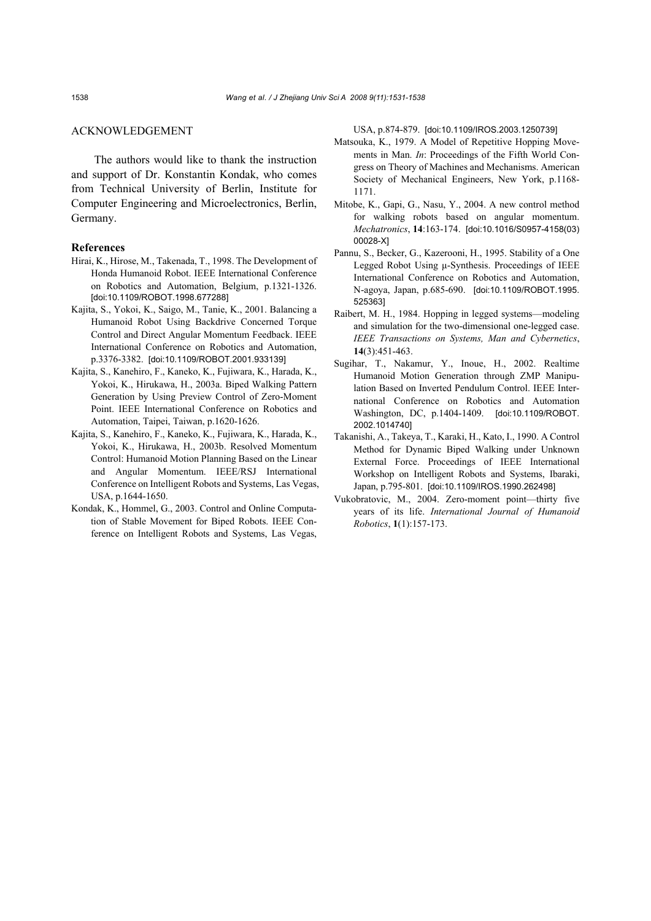## ACKNOWLEDGEMENT

The authors would like to thank the instruction and support of Dr. Konstantin Kondak, who comes from Technical University of Berlin, Institute for Computer Engineering and Microelectronics, Berlin, Germany.

## References

Hirai, K., Hirose, M., Takenada, T., 1998. The Development of Honda Humanoid Robot. IEEE International Conference on Robotics and Automation, Belgium, p.1321-1326. [doi:10.1109/ROBOT.1998.677288]

Kajita, S., Yokoi, K., Saigo, M., Tanie, K., 2001. Balancing a Humanoid Robot Using Backdrive Concerned Torque Control and Direct Angular Momentum Feedback. IEEE International Conference on Robotics and Automation, p.3376-3382. [doi:10.1109/ROBOT.2001.933139]

Kajita, S., Kanehiro, F., Kaneko, K., Fujiwara, K., Harada, K., Yokoi, K., Hirukawa, H., 2003a. Biped Walking Pattern Generation by Using Preview Control of Zero-Moment Point. IEEE International Conference on Robotics and Automation, Taipei, Taiwan, p.1620-1626.

Kajita, S., Kanehiro, F., Kaneko, K., Fujiwara, K., Harada, K., Yokoi, K., Hirukawa, H., 2003b. Resolved Momentum Control: Humanoid Motion Planning Based on the Linear and Angular Momentum. IEEE/RSJ International Conference on Intelligent Robots and Systems, Las Vegas, USA, p.1644-1650.

Kondak, K., Hommel, G., 2003. Control and Online Computation of Stable Movement for Biped Robots. IEEE Conference on Intelligent Robots and Systems, Las Vegas, USA, p.874-879. [doi:10.1109/IROS.2003.1250739]

Matsouka, K., 1979. A Model of Repetitive Hopping Movements in Man. *In*: Proceedings of the Fifth World Congress on Theory of Machines and Mechanisms. American Society of Mechanical Engineers, New York, p.1168-1171.

Mitobe, K., Gapi, G., Nasu, Y., 2004. A new control method for walking robots based on angular momentum. *Mechatronics*, **14**:163-174. [doi:10.1016/S0957-4158(03)00028-X]

Pannu, S., Becker, G., Kazerooni, H., 1995. Stability of a One Legged Robot Using μ-Synthesis. Proceedings of IEEE International Conference on Robotics and Automation, N-agoya, Japan, p.685-690. [doi:10.1109/ROBOT.1995.525363]

Raibert, M. H., 1984. Hopping in legged systems—modeling and simulation for the two-dimensional one-legged case. *IEEE Transactions on Systems, Man and Cybernetics*, **14**(3):451-463.

Sugihar, T., Nakamur, Y., Inoue, H., 2002. Realtime Humanoid Motion Generation through ZMP Manipulation Based on Inverted Pendulum Control. IEEE International Conference on Robotics and Automation Washington, DC, p.1404-1409. [doi:10.1109/ROBOT.2002.1014740]

Takanishi, A., Takeya, T., Karaki, H., Kato, I., 1990. A Control Method for Dynamic Biped Walking under Unknown External Force. Proceedings of IEEE International Workshop on Intelligent Robots and Systems, Ibaraki, Japan, p.795-801. [doi:10.1109/IROS.1990.262498]

Vukobratovic, M., 2004. Zero-moment point—thirty five years of its life. *International Journal of Humanoid Robotics*, **1**(1):157-173.